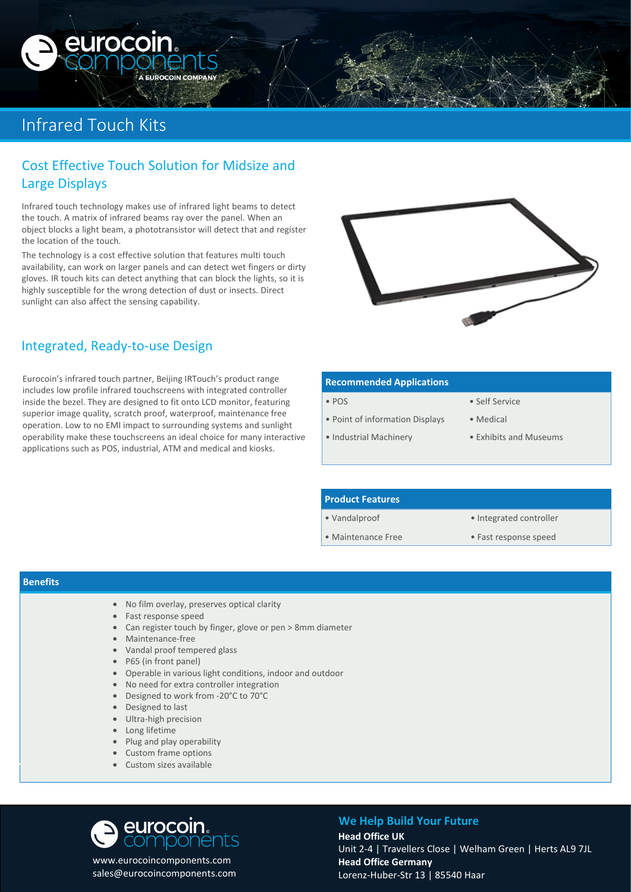# Infrared Touch Kits

## Cost Effective Touch Solution for Midsize and Large Displays

Infrared touch technology makes use of infrared light beams to detect the touch. A matrix of infrared beams ray over the panel. When an object blocks a light beam, a phototransistor will detect that and register the location of the touch.

The technology is a cost effective solution that features multi touch availability, can work on larger panels and can detect wet fingers or dirty gloves. IR touch kits can detect anything that can block the lights, so it is highly susceptible for the wrong detection of dust or insects. Direct sunlight can also affect the sensing capability.

## Integrated, Ready-to-use Design

Eurocoin's infrared touch partner, Beijing IRTouch's product range includes low profile infrared touchscreens with integrated controller inside the bezel. They are designed to fit onto LCD monitor, featuring superior image quality, scratch proof, waterproof, maintenance free operation. Low to no EMI impact to surrounding systems and sunlight operability make these touchscreens an ideal choice for many interactive applications such as POS, industrial, ATM and medical and kiosks.

### Recommended Applications

- POS
- Self Service
- Point of information Displays
- Medical
- Industrial Machinery
- Exhibits and Museums

### Product Features

- Vandalproof
- Integrated controller
- Maintenance Free
- Fast response speed

### Benefits

- No film overlay, preserves optical clarity
- Fast response speed
- Can register touch by finger, glove or pen > 8mm diameter
- Maintenance-free
- Vandal proof tempered glass
- P65 (in front panel)
- Operable in various light conditions, indoor and outdoor
- No need for extra controller integration
- Designed to work from -20°C to 70°C
- Designed to last
- Ultra-high precision
- Long lifetime
- Plug and play operability
- Custom frame options
- Custom sizes available

www.eurocoincomponents.com
sales@eurocoincomponents.com

**We Help Build Your Future**

**Head Office UK**
Unit 2-4 | Travellers Close | Welham Green | Herts AL9 7JL
**Head Office Germany**
Lorenz-Huber-Str 13 | 85540 Haar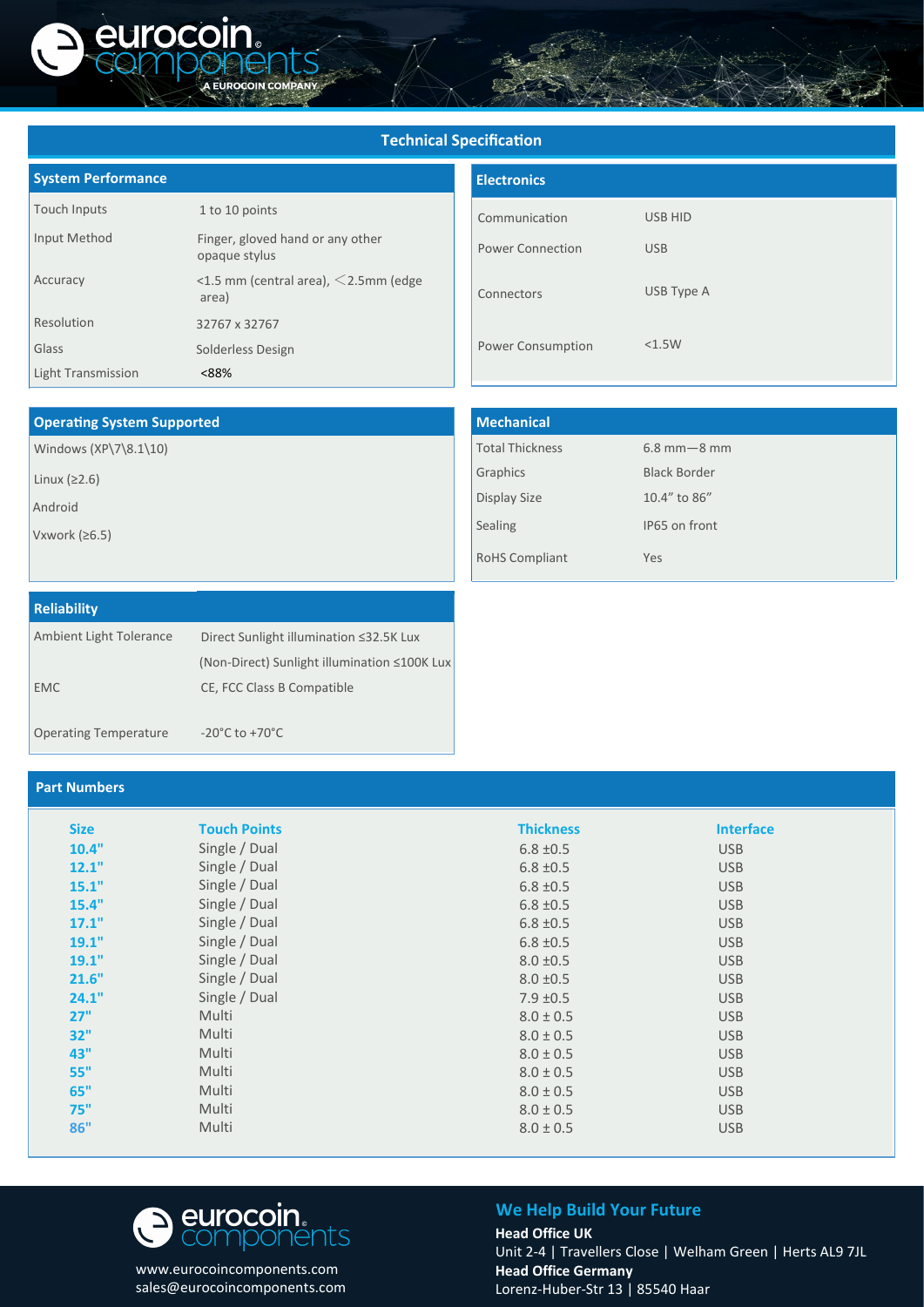# Technical Specification

## System Performance

| | |
|---|---|
| Touch Inputs | 1 to 10 points |
| Input Method | Finger, gloved hand or any other opaque stylus |
| Accuracy | <1.5 mm (central area), <2.5mm (edge area) |
| Resolution | 32767 x 32767 |
| Glass | Solderless Design |
| Light Transmission | <88% |

## Electronics

| | |
|---|---|
| Communication | USB HID |
| Power Connection | USB |
| Connectors | USB Type A |
| Power Consumption | <1.5W |

## Operating System Supported

Windows (XP\7\8.1\10)

Linux (≥2.6)

Android

Vxwork (≥6.5)

## Mechanical

| | |
|---|---|
| Total Thickness | 6.8 mm—8 mm |
| Graphics | Black Border |
| Display Size | 10.4” to 86” |
| Sealing | IP65 on front |
| RoHS Compliant | Yes |

## Reliability

| | |
|---|---|
| Ambient Light Tolerance | Direct Sunlight illumination ≤32.5K Lux |
| | (Non-Direct) Sunlight illumination ≤100K Lux |
| EMC | CE, FCC Class B Compatible |
| Operating Temperature | -20°C to +70°C |

## Part Numbers

| Size | Touch Points | Thickness | Interface |
|---|---|---|---|
| 10.4" | Single / Dual | 6.8 ±0.5 | USB |
| 12.1" | Single / Dual | 6.8 ±0.5 | USB |
| 15.1" | Single / Dual | 6.8 ±0.5 | USB |
| 15.4" | Single / Dual | 6.8 ±0.5 | USB |
| 17.1" | Single / Dual | 6.8 ±0.5 | USB |
| 19.1" | Single / Dual | 6.8 ±0.5 | USB |
| 19.1" | Single / Dual | 8.0 ±0.5 | USB |
| 21.6" | Single / Dual | 8.0 ±0.5 | USB |
| 24.1" | Single / Dual | 7.9 ±0.5 | USB |
| 27" | Multi | 8.0 ± 0.5 | USB |
| 32" | Multi | 8.0 ± 0.5 | USB |
| 43" | Multi | 8.0 ± 0.5 | USB |
| 55" | Multi | 8.0 ± 0.5 | USB |
| 65" | Multi | 8.0 ± 0.5 | USB |
| 75" | Multi | 8.0 ± 0.5 | USB |
| 86" | Multi | 8.0 ± 0.5 | USB |

www.eurocoincomponents.com
sales@eurocoincomponents.com

## We Help Build Your Future

**Head Office UK**
Unit 2-4 | Travellers Close | Welham Green | Herts AL9 7JL
**Head Office Germany**
Lorenz-Huber-Str 13 | 85540 Haar